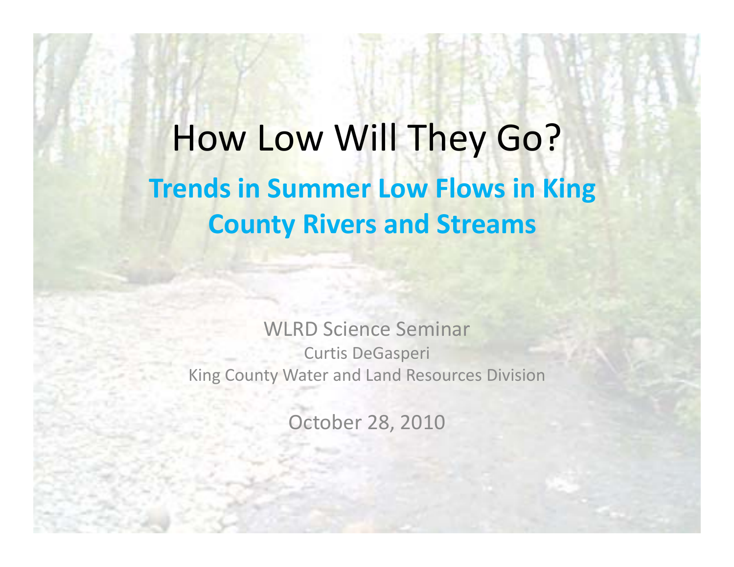# How Low Will They Go?

## Trends in Summer Low Flows in King County Rivers and Streams

WLRD Science Seminar

Curtis DeGasperi

King County Water and Land Resources Division

October 28, 2010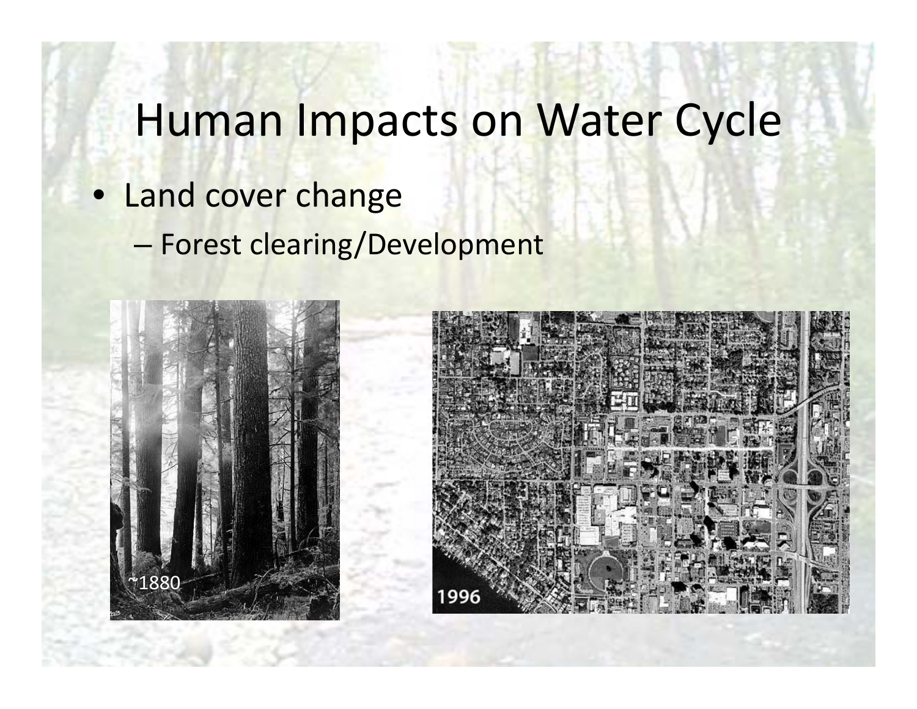# Human Impacts on Water Cycle

- Land cover change
  - Forest clearing/Development

~1880

1996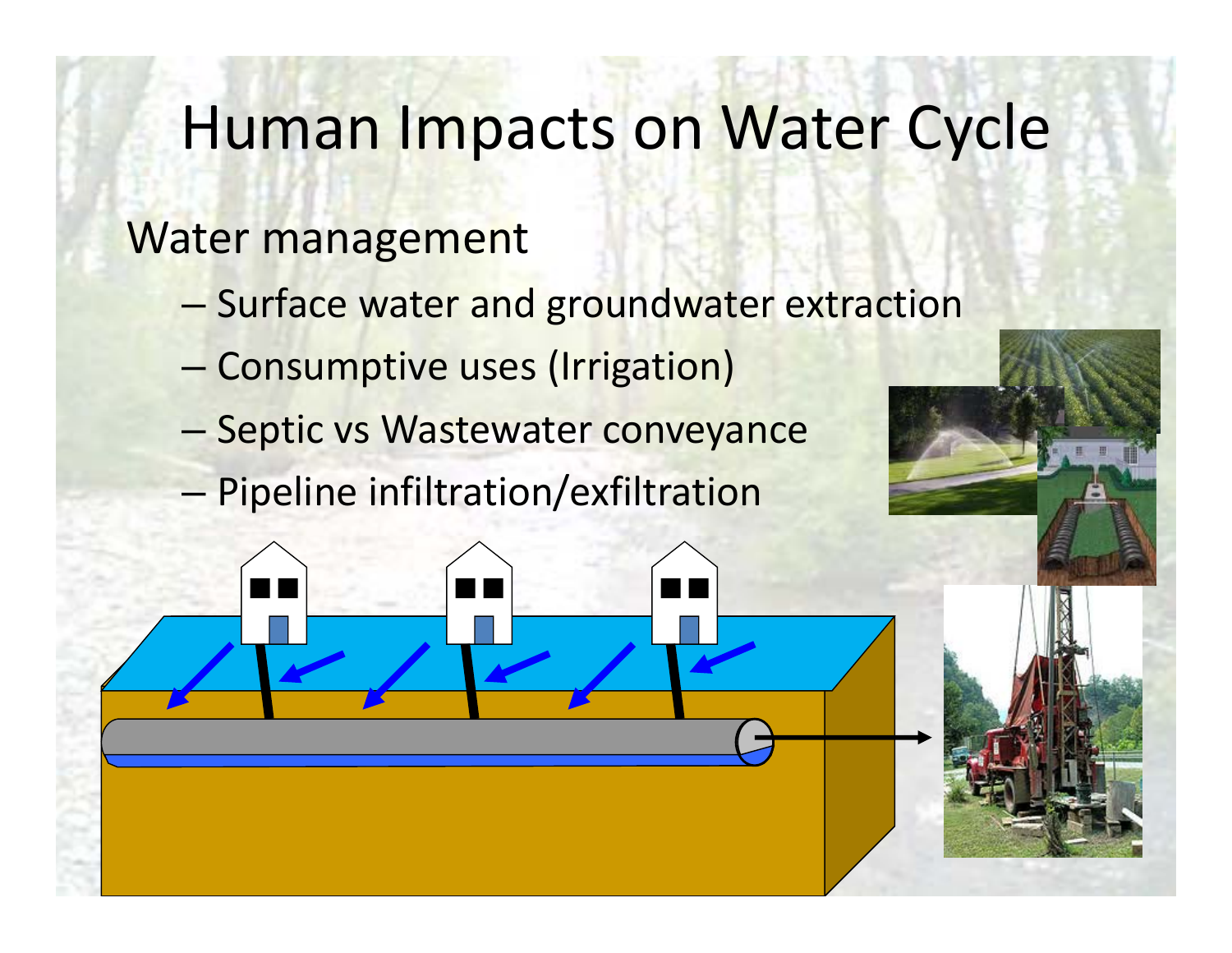# Human Impacts on Water Cycle

Water management

- Surface water and groundwater extraction
- Consumptive uses (Irrigation)
- Septic vs Wastewater conveyance
- Pipeline infiltration/exfiltration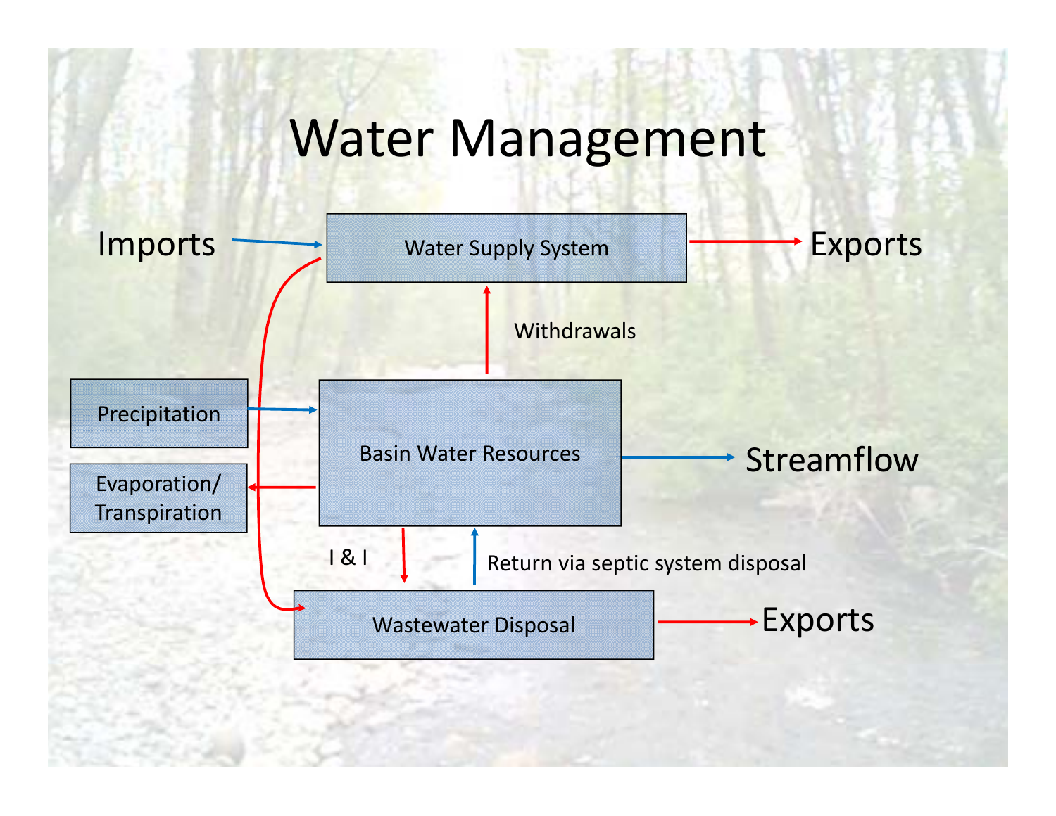# Water Management

Imports → Water Supply System → Exports

Withdrawals

Precipitation → Basin Water Resources → Streamflow

Evaporation/ Transpiration

I & I

Return via septic system disposal

Wastewater Disposal → Exports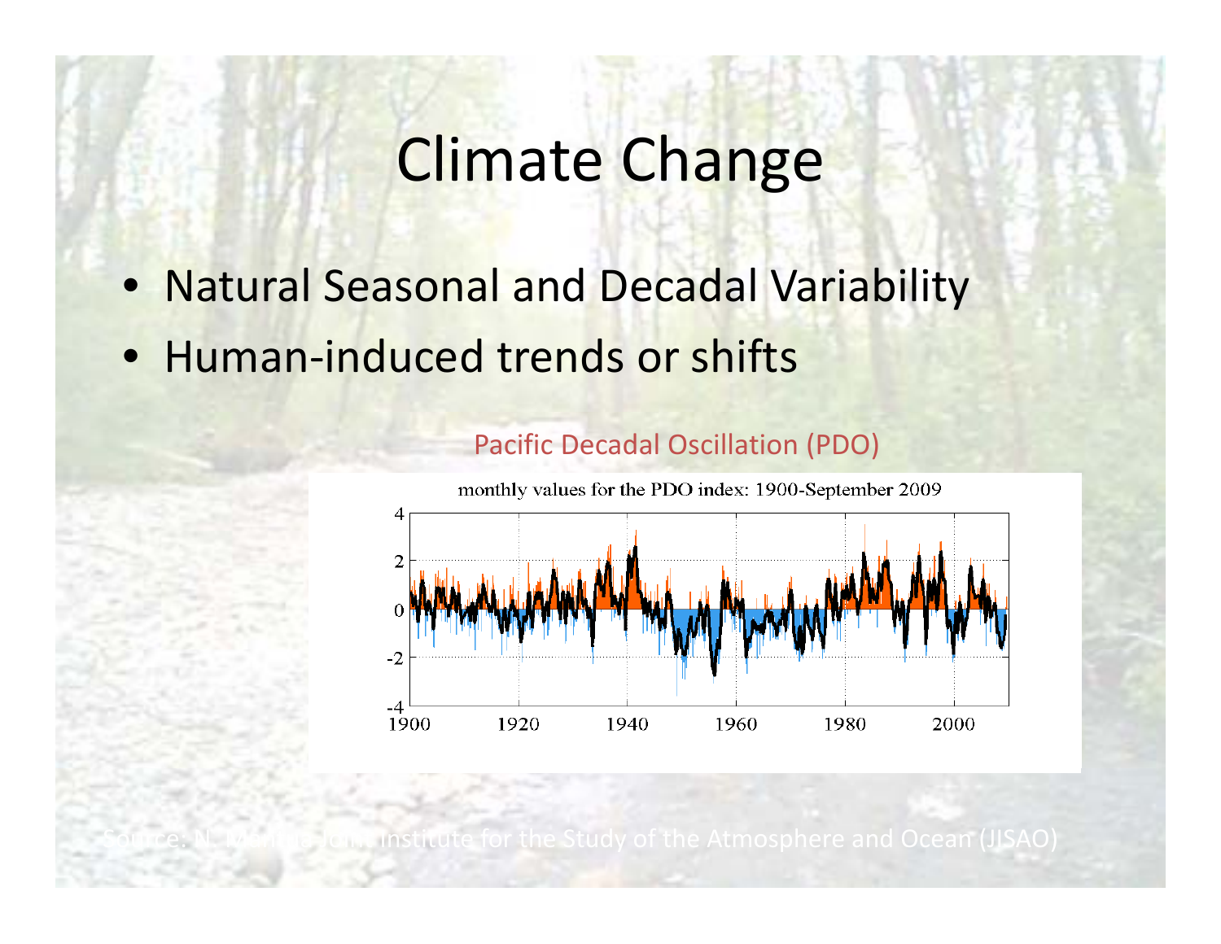# Climate Change

- Natural Seasonal and Decadal Variability
- Human-induced trends or shifts

Pacific Decadal Oscillation (PDO)

Source: N. Mantua, Joint Institute for the Study of the Atmosphere and Ocean (JISAO)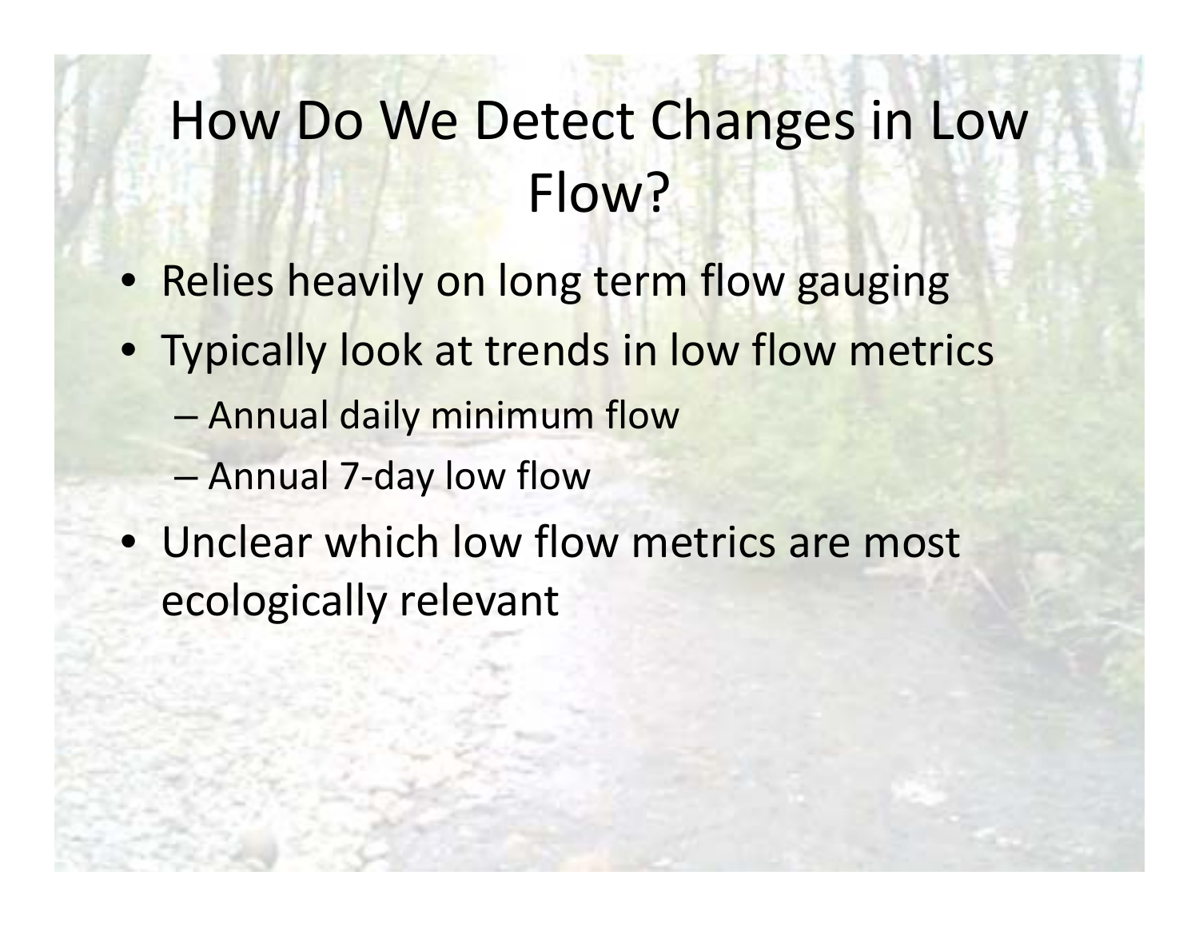# How Do We Detect Changes in Low Flow?

- Relies heavily on long term flow gauging
- Typically look at trends in low flow metrics
  - Annual daily minimum flow
  - Annual 7-day low flow
- Unclear which low flow metrics are most ecologically relevant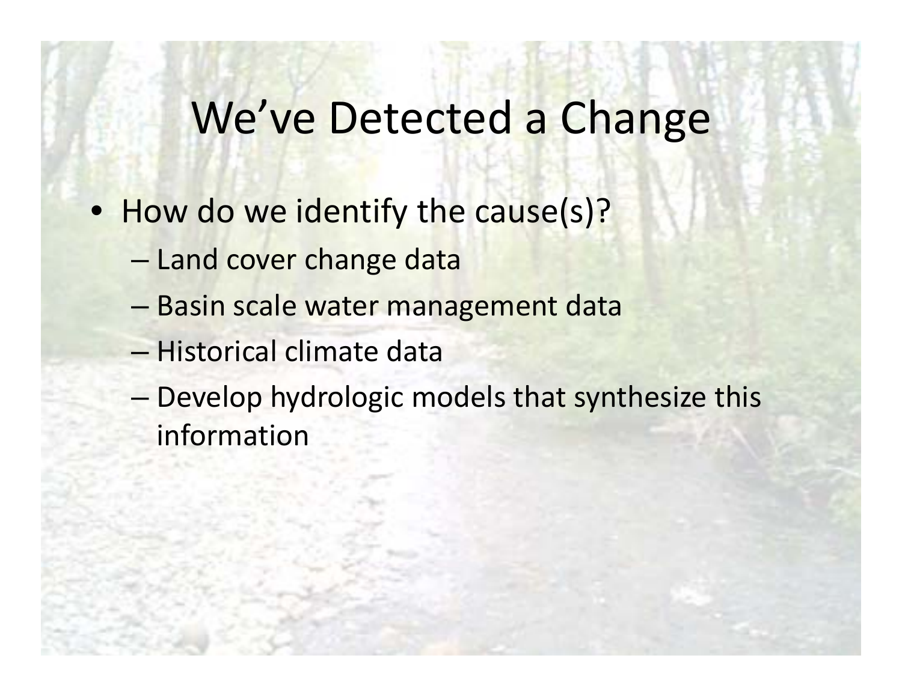# We've Detected a Change

- How do we identify the cause(s)?
  - Land cover change data
  - Basin scale water management data
  - Historical climate data
  - Develop hydrologic models that synthesize this information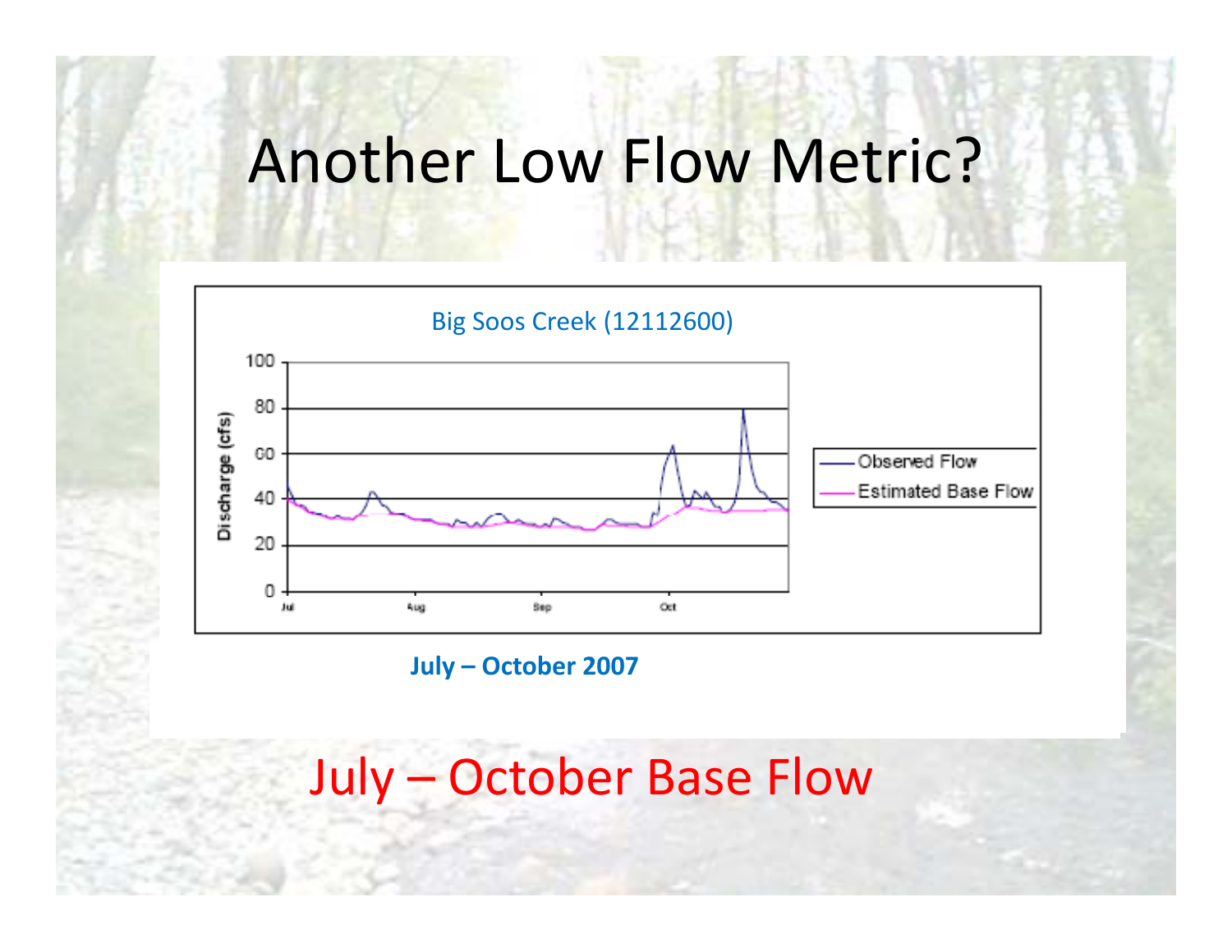# Another Low Flow Metric?

Big Soos Creek (12112600)

**July – October 2007**

July – October Base Flow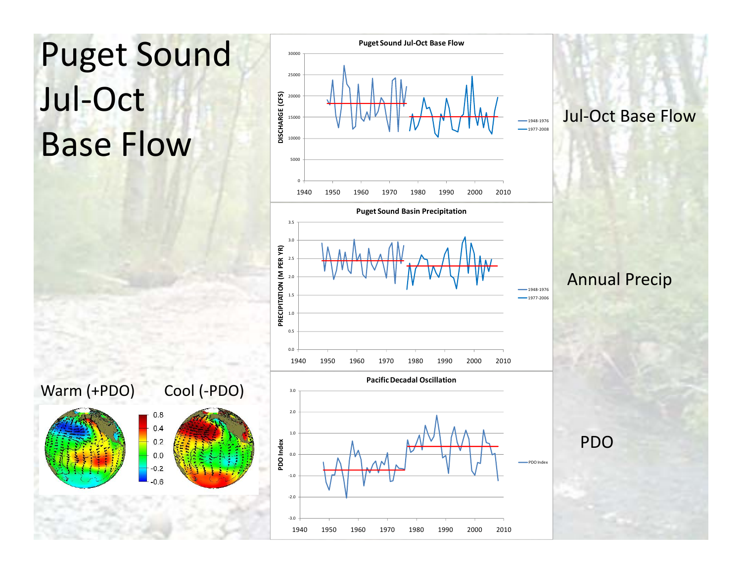# Puget Sound Jul-Oct Base Flow

Warm (+PDO) Cool (-PDO)

Jul-Oct Base Flow

Annual Precip

PDO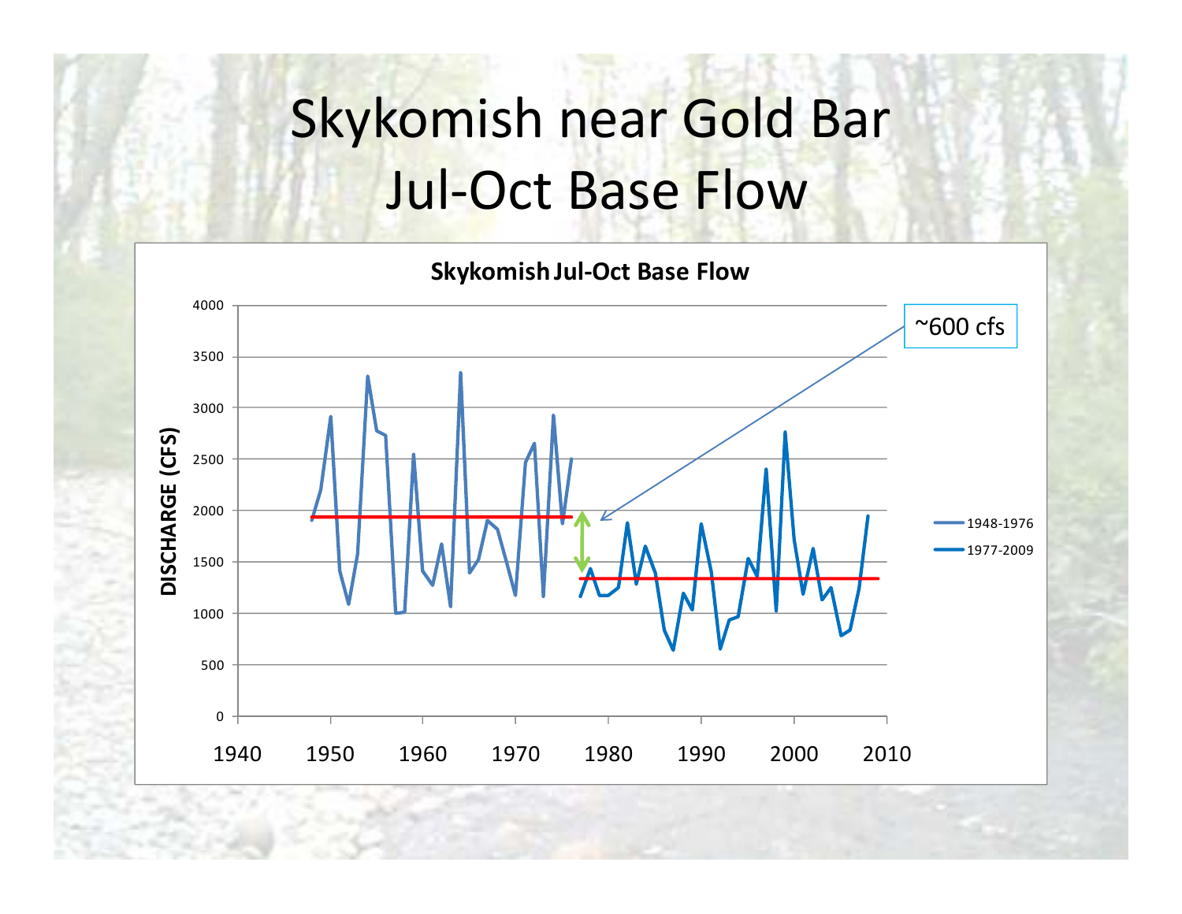# Skykomish near Gold Bar Jul-Oct Base Flow

**Skykomish Jul-Oct Base Flow**

~600 cfs

DISCHARGE (CFS)

Legend: 1948-1976, 1977-2009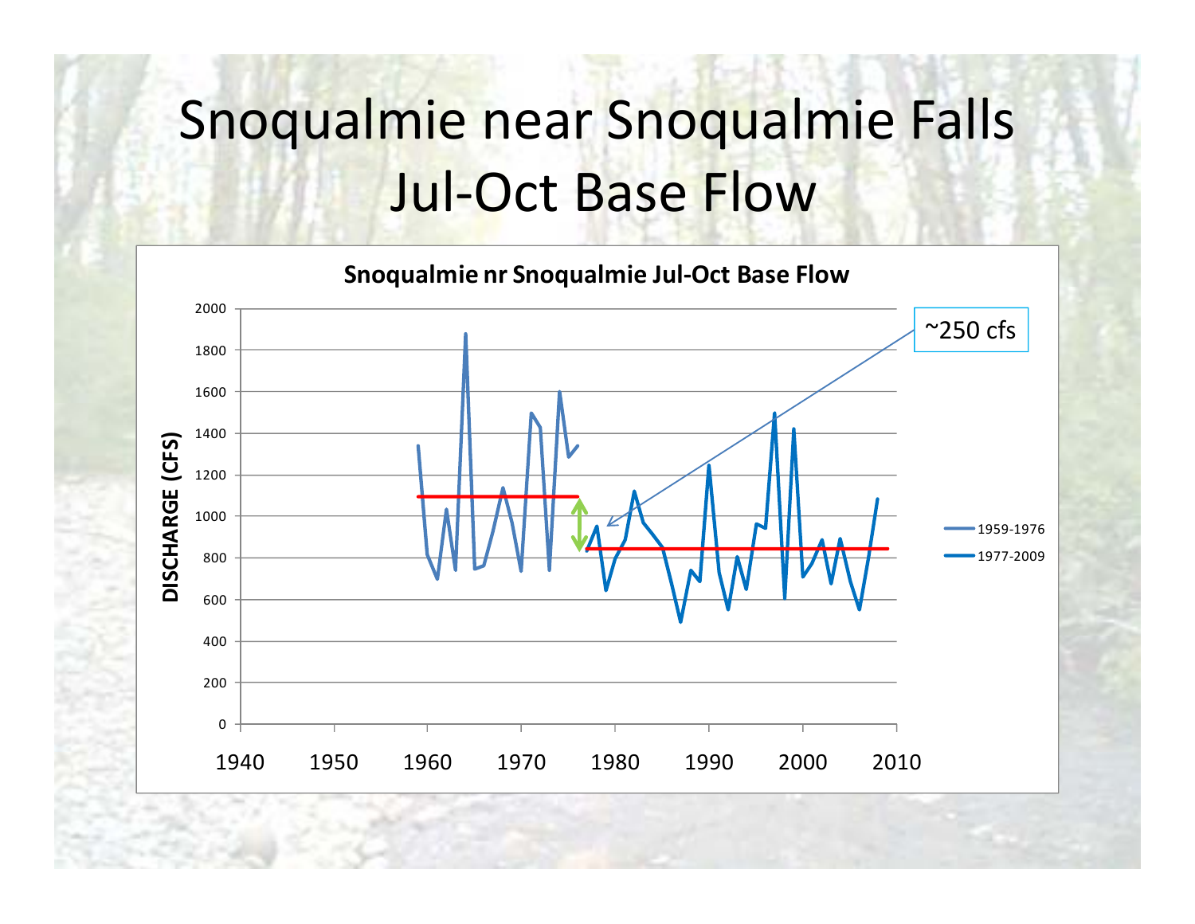# Snoqualmie near Snoqualmie Falls Jul-Oct Base Flow

**Snoqualmie nr Snoqualmie Jul-Oct Base Flow**

~250 cfs

DISCHARGE (CFS)

Legend: 1959-1976, 1977-2009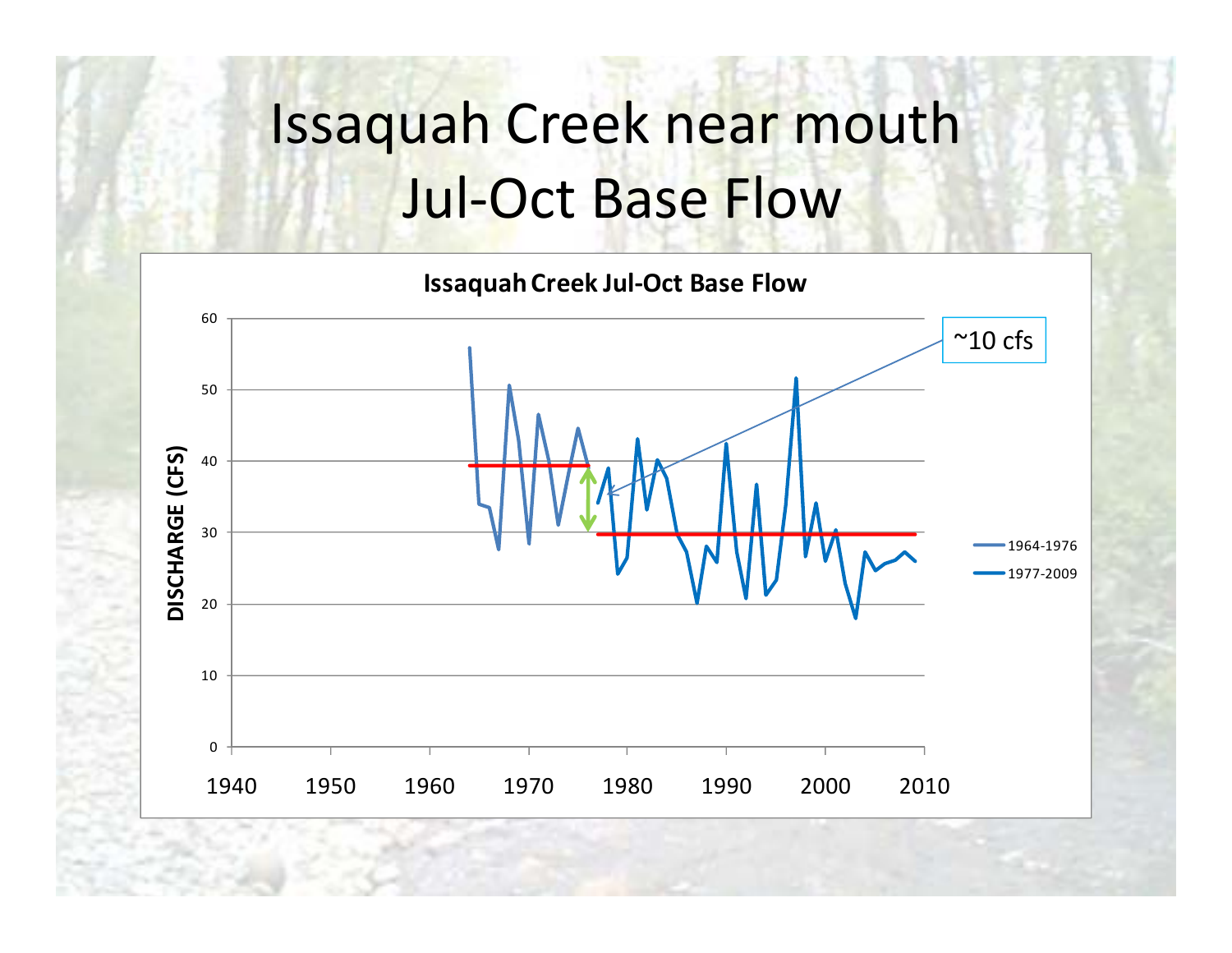# Issaquah Creek near mouth Jul-Oct Base Flow

**Issaquah Creek Jul-Oct Base Flow**

~10 cfs

DISCHARGE (CFS)

1964-1976

1977-2009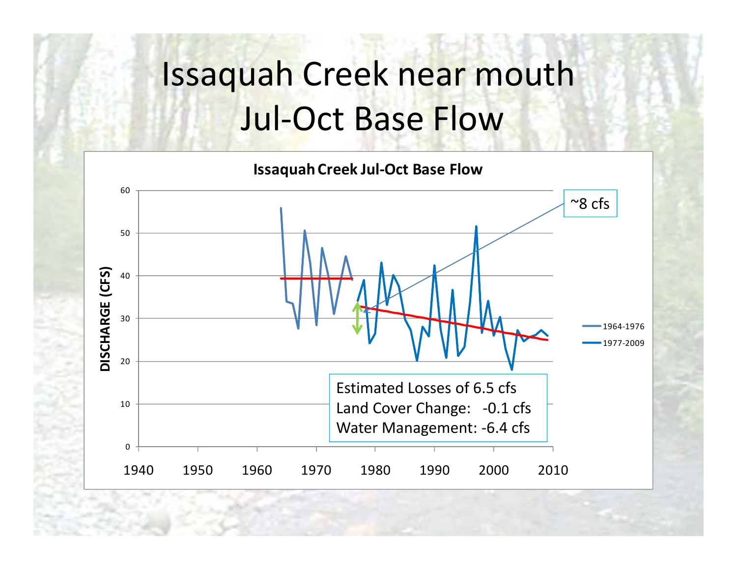# Issaquah Creek near mouth Jul-Oct Base Flow

**Issaquah Creek Jul-Oct Base Flow**

DISCHARGE (CFS)

~8 cfs

Legend: 1964-1976, 1977-2009

Estimated Losses of 6.5 cfs
Land Cover Change: -0.1 cfs
Water Management: -6.4 cfs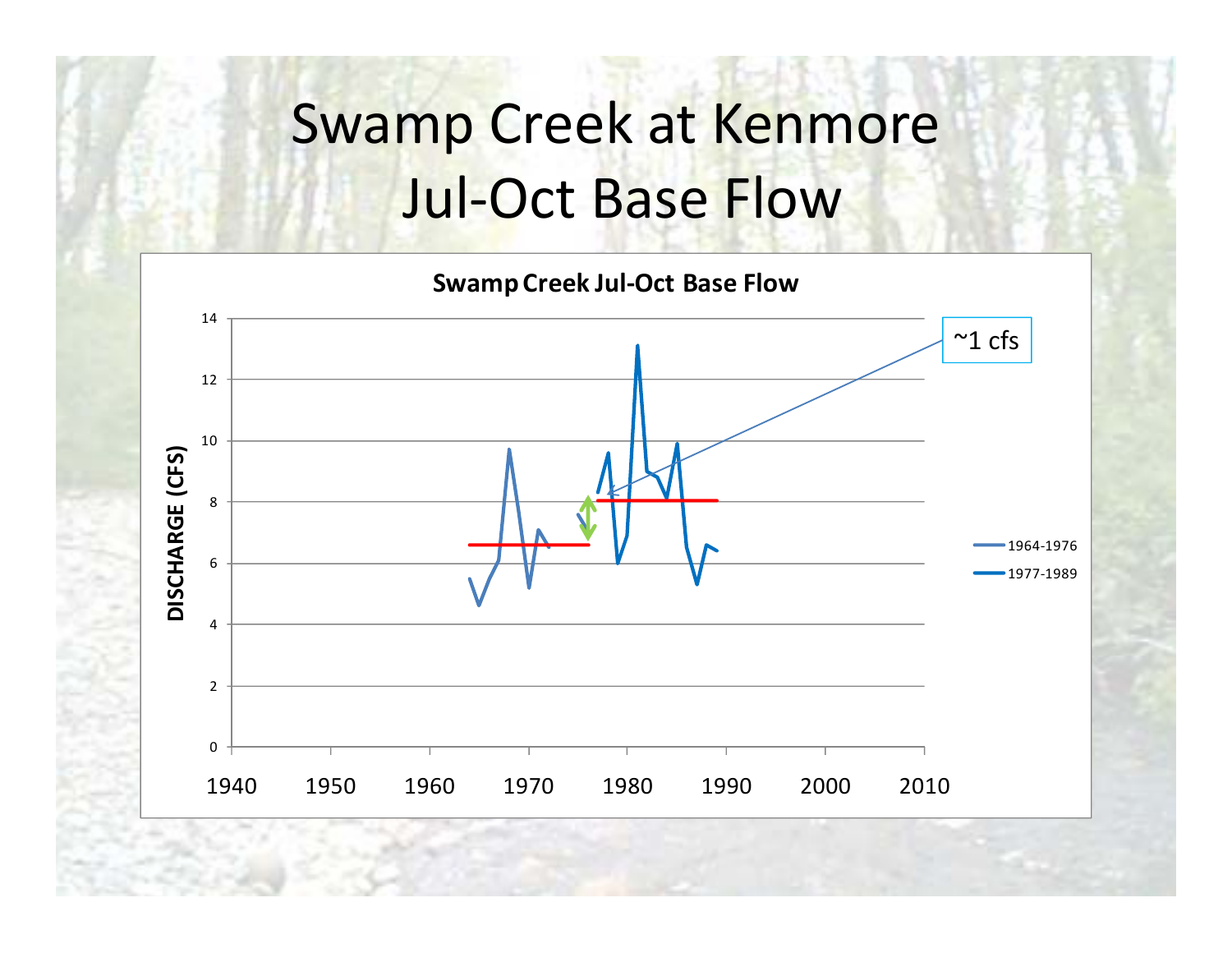# Swamp Creek at Kenmore Jul-Oct Base Flow

**Swamp Creek Jul-Oct Base Flow**

DISCHARGE (CFS)

~1 cfs

- 1964-1976
- 1977-1989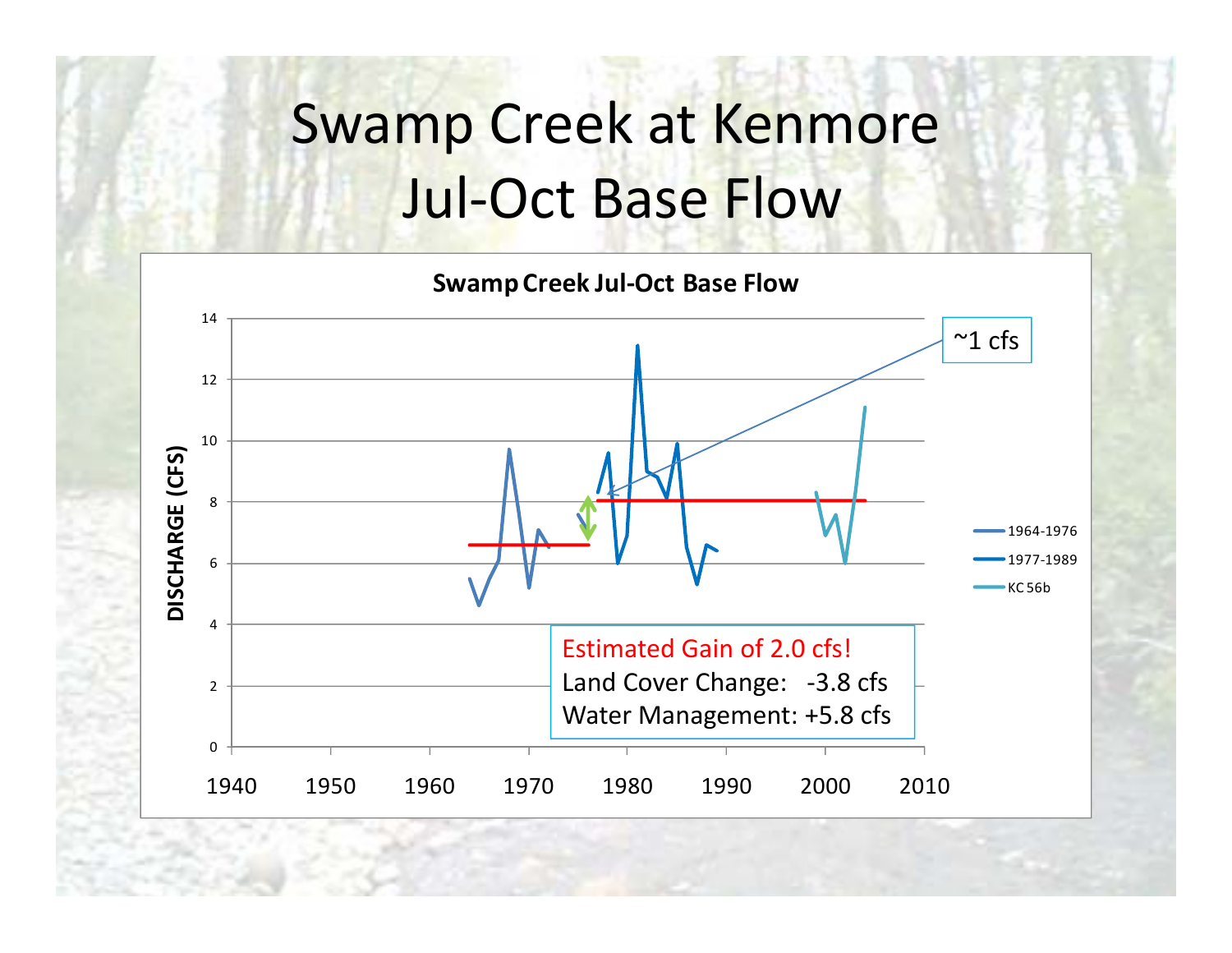# Swamp Creek at Kenmore Jul-Oct Base Flow

**Swamp Creek Jul-Oct Base Flow**

DISCHARGE (CFS)

Legend: 1964-1976, 1977-1989, KC 56b

~1 cfs

Estimated Gain of 2.0 cfs!
Land Cover Change: -3.8 cfs
Water Management: +5.8 cfs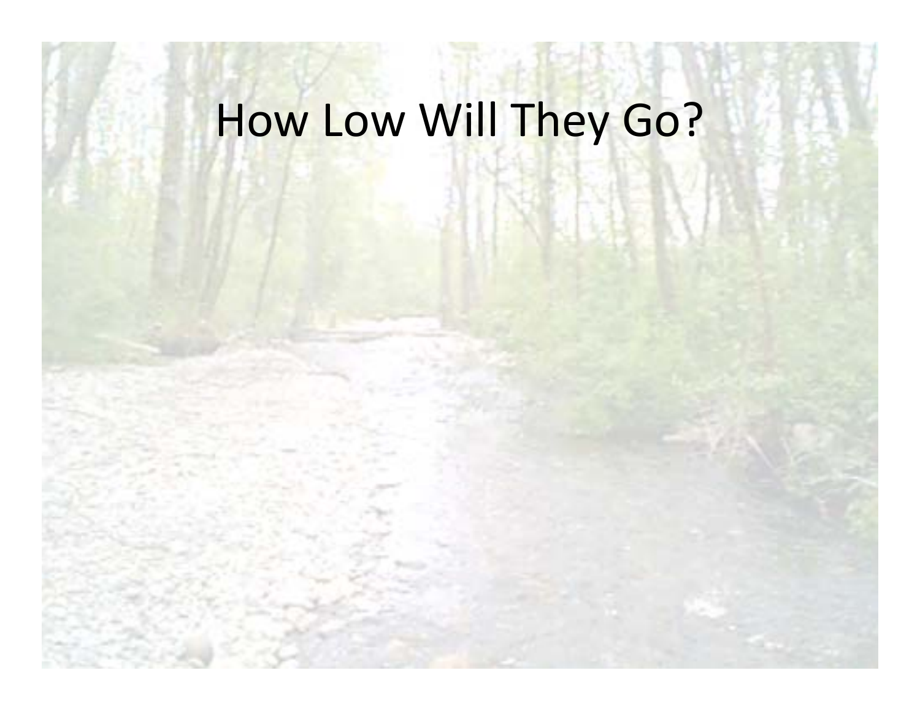# How Low Will They Go?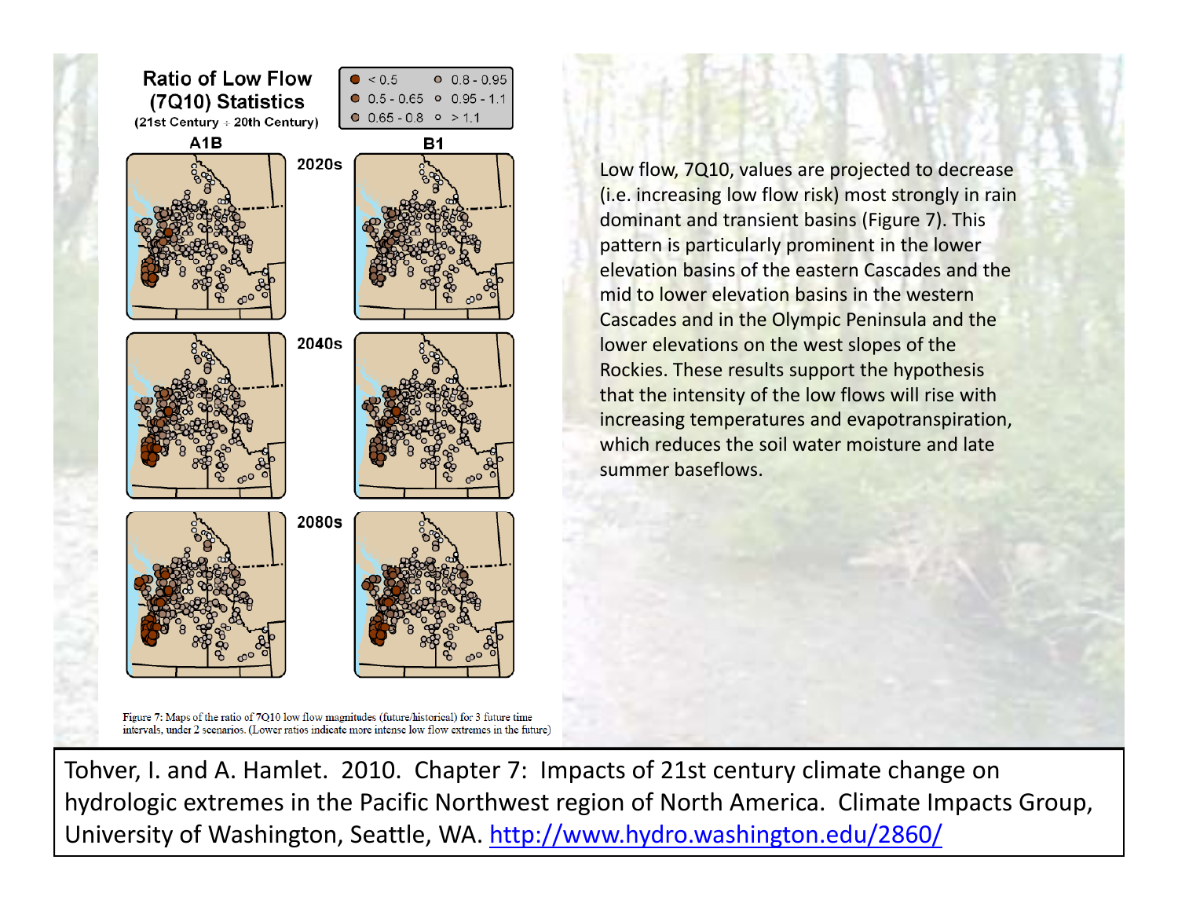## Ratio of Low Flow (7Q10) Statistics

(21st Century ÷ 20th Century)

| Legend | |
|---|---|
| < 0.5 | 0.8 - 0.95 |
| 0.5 - 0.65 | 0.95 - 1.1 |
| 0.65 - 0.8 | > 1.1 |

A1B | B1

2020s

2040s

2080s

Figure 7: Maps of the ratio of 7Q10 low flow magnitudes (future/historical) for 3 future time intervals, under 2 scenarios. (Lower ratios indicate more intense low flow extremes in the future)

Low flow, 7Q10, values are projected to decrease (i.e. increasing low flow risk) most strongly in rain dominant and transient basins (Figure 7). This pattern is particularly prominent in the lower elevation basins of the eastern Cascades and the mid to lower elevation basins in the western Cascades and in the Olympic Peninsula and the lower elevations on the west slopes of the Rockies. These results support the hypothesis that the intensity of the low flows will rise with increasing temperatures and evapotranspiration, which reduces the soil water moisture and late summer baseflows.

Tohver, I. and A. Hamlet. 2010. Chapter 7: Impacts of 21st century climate change on hydrologic extremes in the Pacific Northwest region of North America. Climate Impacts Group, University of Washington, Seattle, WA. http://www.hydro.washington.edu/2860/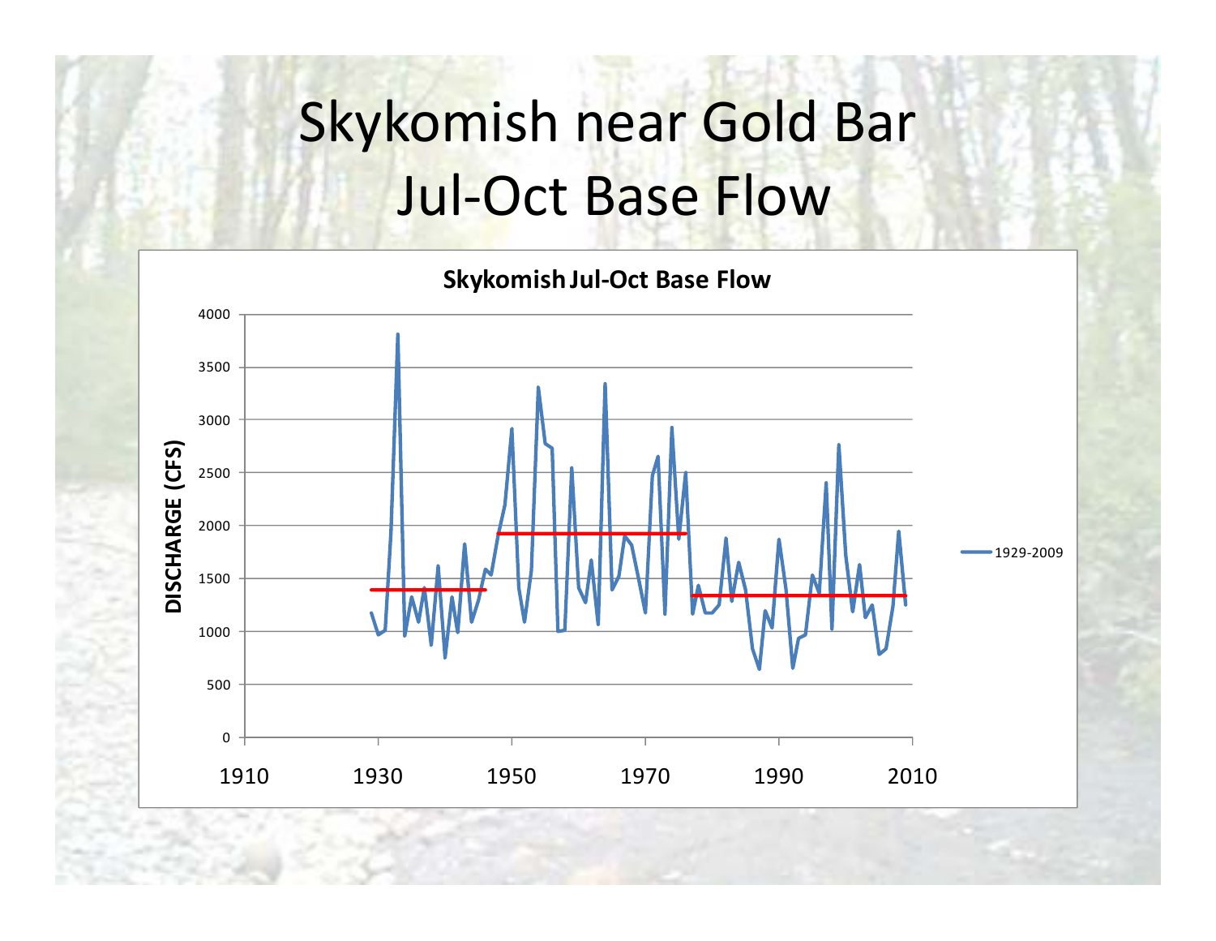# Skykomish near Gold Bar Jul-Oct Base Flow

**Skykomish Jul-Oct Base Flow**

DISCHARGE (CFS)

4000
3500
3000
2500
2000
1500
1000
500
0

1910 1930 1950 1970 1990 2010

1929-2009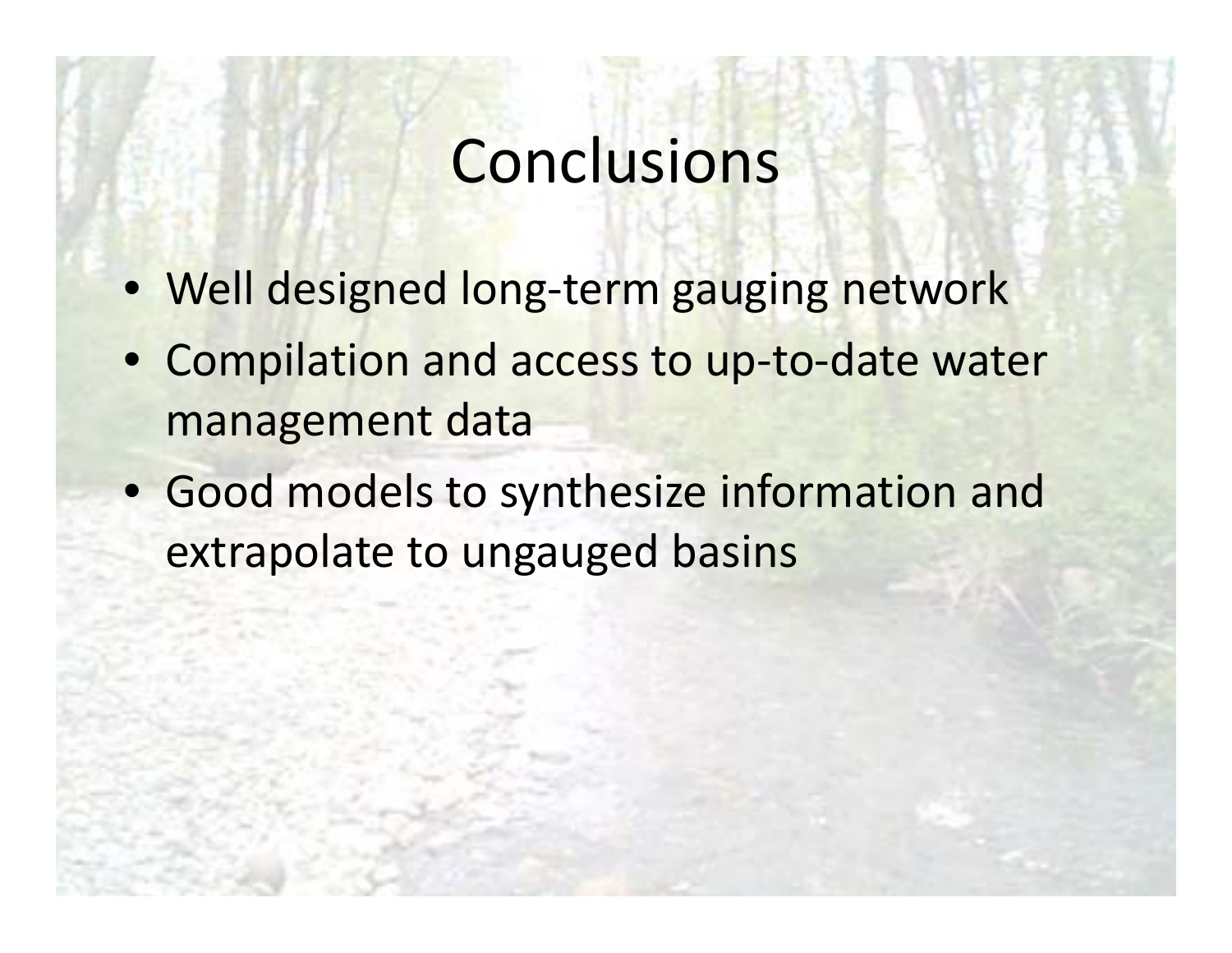# Conclusions

- Well designed long-term gauging network
- Compilation and access to up-to-date water management data
- Good models to synthesize information and extrapolate to ungauged basins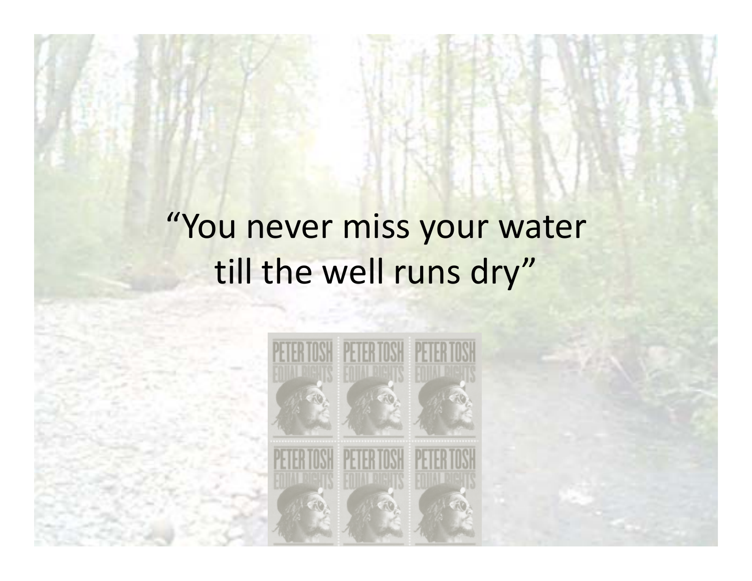“You never miss your water till the well runs dry”